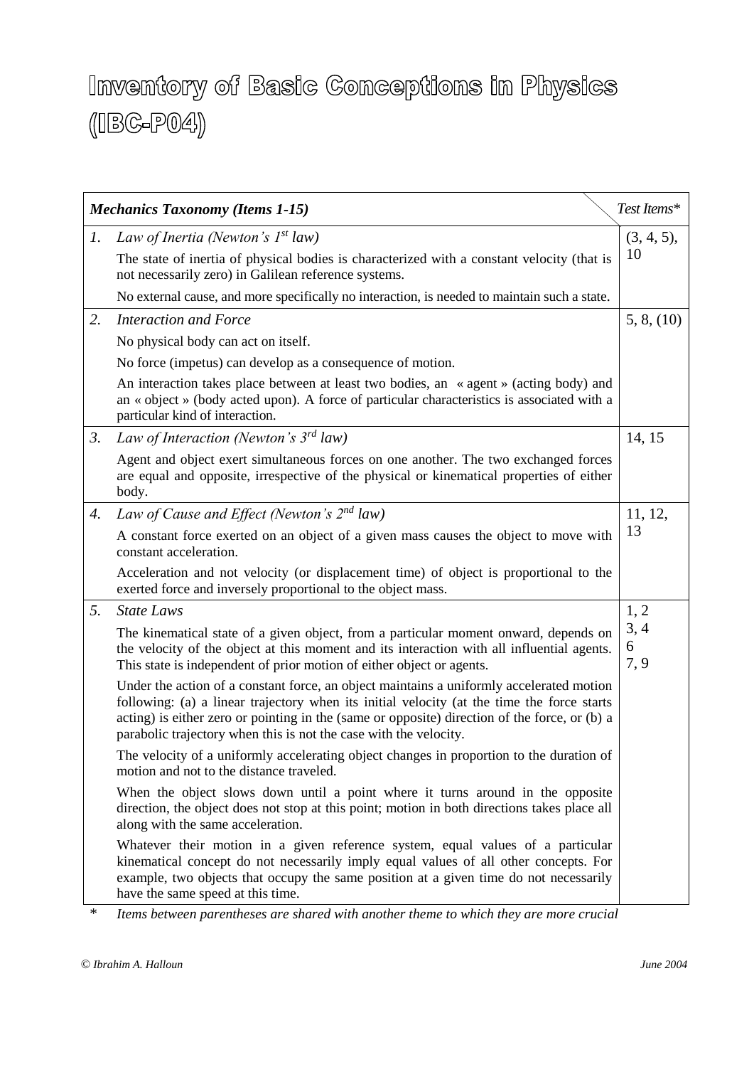# Inventory of Basic Conceptions in Physics (IBC-P04)

| | *Mechanics Taxonomy (Items 1-15)* | *Test Items\** |
|---|---|---|
| *1.* | *Law of Inertia (Newton's 1st law)*<br>The state of inertia of physical bodies is characterized with a constant velocity (that is not necessarily zero) in Galilean reference systems.<br>No external cause, and more specifically no interaction, is needed to maintain such a state. | (3, 4, 5), 10 |
| *2.* | *Interaction and Force*<br>No physical body can act on itself.<br>No force (impetus) can develop as a consequence of motion.<br>An interaction takes place between at least two bodies, an « agent » (acting body) and an « object » (body acted upon). A force of particular characteristics is associated with a particular kind of interaction. | 5, 8, (10) |
| *3.* | *Law of Interaction (Newton's 3rd law)*<br>Agent and object exert simultaneous forces on one another. The two exchanged forces are equal and opposite, irrespective of the physical or kinematical properties of either body. | 14, 15 |
| *4.* | *Law of Cause and Effect (Newton's 2nd law)*<br>A constant force exerted on an object of a given mass causes the object to move with constant acceleration.<br>Acceleration and not velocity (or displacement time) of object is proportional to the exerted force and inversely proportional to the object mass. | 11, 12, 13 |
| *5.* | *State Laws*<br>The kinematical state of a given object, from a particular moment onward, depends on the velocity of the object at this moment and its interaction with all influential agents. This state is independent of prior motion of either object or agents.<br>Under the action of a constant force, an object maintains a uniformly accelerated motion following: (a) a linear trajectory when its initial velocity (at the time the force starts acting) is either zero or pointing in the (same or opposite) direction of the force, or (b) a parabolic trajectory when this is not the case with the velocity.<br>The velocity of a uniformly accelerating object changes in proportion to the duration of motion and not to the distance traveled.<br>When the object slows down until a point where it turns around in the opposite direction, the object does not stop at this point; motion in both directions takes place all along with the same acceleration.<br>Whatever their motion in a given reference system, equal values of a particular kinematical concept do not necessarily imply equal values of all other concepts. For example, two objects that occupy the same position at a given time do not necessarily have the same speed at this time. | 1, 2<br>3, 4<br>6<br>7, 9 |

\* *Items between parentheses are shared with another theme to which they are more crucial*

*© Ibrahim A. Halloun* *June 2004*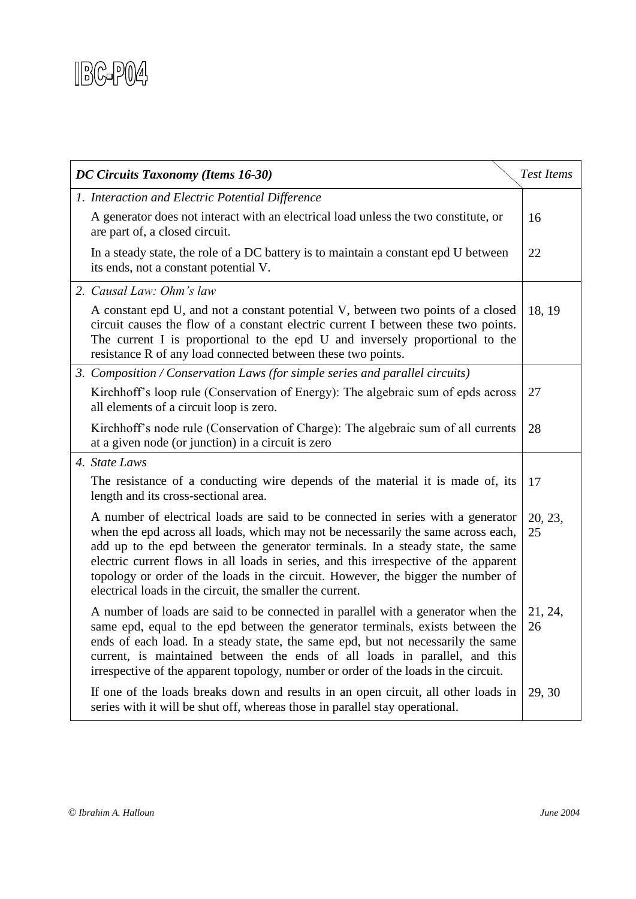# IBC-P04

| *DC Circuits Taxonomy (Items 16-30)* | *Test Items* |
|---|---|
| *1. Interaction and Electric Potential Difference* | |
| A generator does not interact with an electrical load unless the two constitute, or are part of, a closed circuit. | 16 |
| In a steady state, the role of a DC battery is to maintain a constant epd U between its ends, not a constant potential V. | 22 |
| *2. Causal Law: Ohm's law* | |
| A constant epd U, and not a constant potential V, between two points of a closed circuit causes the flow of a constant electric current I between these two points. The current I is proportional to the epd U and inversely proportional to the resistance R of any load connected between these two points. | 18, 19 |
| *3. Composition / Conservation Laws (for simple series and parallel circuits)* | |
| Kirchhoff's loop rule (Conservation of Energy): The algebraic sum of epds across all elements of a circuit loop is zero. | 27 |
| Kirchhoff's node rule (Conservation of Charge): The algebraic sum of all currents at a given node (or junction) in a circuit is zero | 28 |
| *4. State Laws* | |
| The resistance of a conducting wire depends of the material it is made of, its length and its cross-sectional area. | 17 |
| A number of electrical loads are said to be connected in series with a generator when the epd across all loads, which may not be necessarily the same across each, add up to the epd between the generator terminals. In a steady state, the same electric current flows in all loads in series, and this irrespective of the apparent topology or order of the loads in the circuit. However, the bigger the number of electrical loads in the circuit, the smaller the current. | 20, 23, 25 |
| A number of loads are said to be connected in parallel with a generator when the same epd, equal to the epd between the generator terminals, exists between the ends of each load. In a steady state, the same epd, but not necessarily the same current, is maintained between the ends of all loads in parallel, and this irrespective of the apparent topology, number or order of the loads in the circuit. | 21, 24, 26 |
| If one of the loads breaks down and results in an open circuit, all other loads in series with it will be shut off, whereas those in parallel stay operational. | 29, 30 |

*© Ibrahim A. Halloun* *June 2004*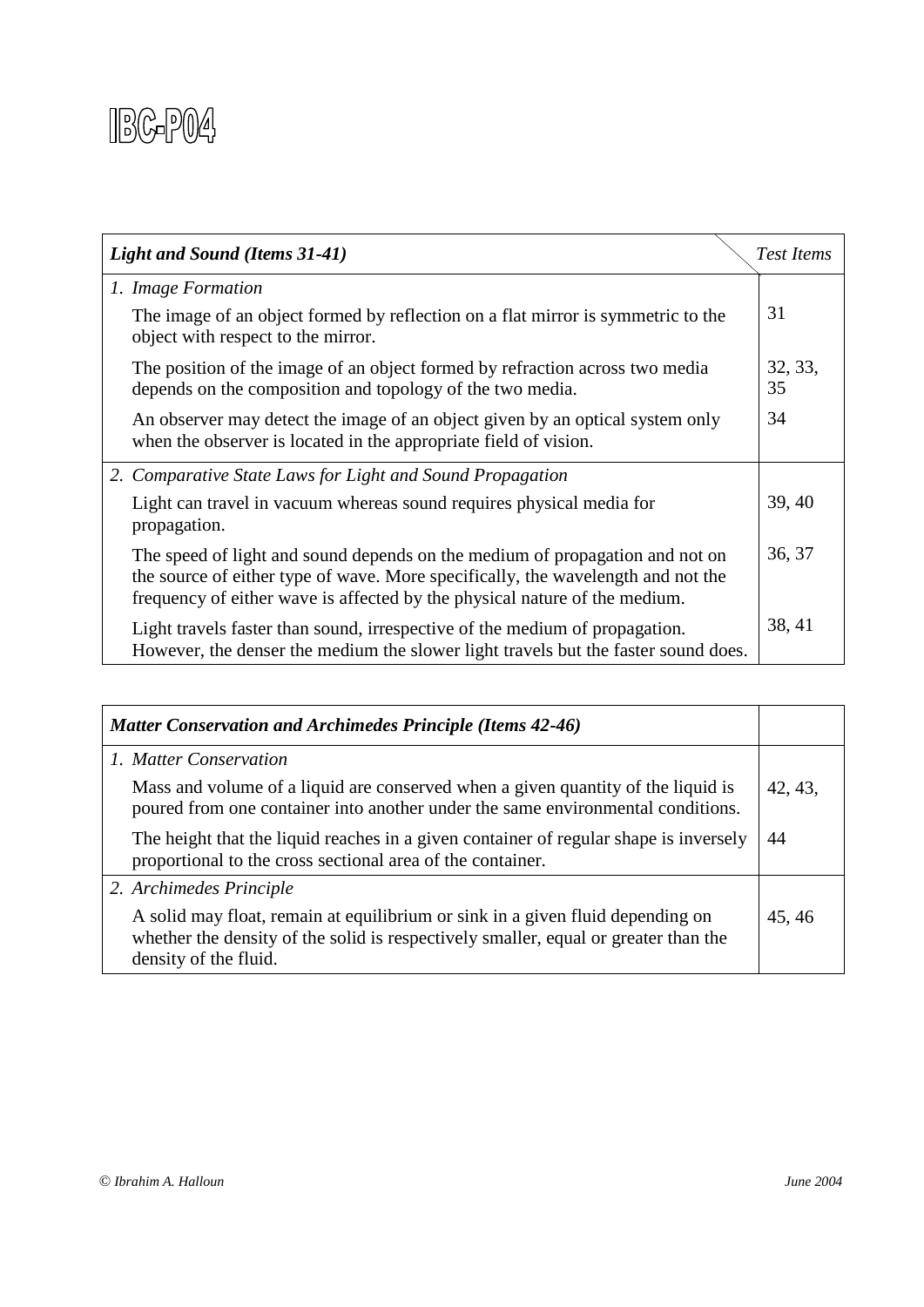# IBC-P04

| *Light and Sound (Items 31-41)* | *Test Items* |
|---|---|
| *1. Image Formation* | |
| The image of an object formed by reflection on a flat mirror is symmetric to the object with respect to the mirror. | 31 |
| The position of the image of an object formed by refraction across two media depends on the composition and topology of the two media. | 32, 33, 35 |
| An observer may detect the image of an object given by an optical system only when the observer is located in the appropriate field of vision. | 34 |
| *2. Comparative State Laws for Light and Sound Propagation* | |
| Light can travel in vacuum whereas sound requires physical media for propagation. | 39, 40 |
| The speed of light and sound depends on the medium of propagation and not on the source of either type of wave. More specifically, the wavelength and not the frequency of either wave is affected by the physical nature of the medium. | 36, 37 |
| Light travels faster than sound, irrespective of the medium of propagation. However, the denser the medium the slower light travels but the faster sound does. | 38, 41 |

| *Matter Conservation and Archimedes Principle (Items 42-46)* | |
|---|---|
| *1. Matter Conservation* | |
| Mass and volume of a liquid are conserved when a given quantity of the liquid is poured from one container into another under the same environmental conditions. | 42, 43, |
| The height that the liquid reaches in a given container of regular shape is inversely proportional to the cross sectional area of the container. | 44 |
| *2. Archimedes Principle* | |
| A solid may float, remain at equilibrium or sink in a given fluid depending on whether the density of the solid is respectively smaller, equal or greater than the density of the fluid. | 45, 46 |

*© Ibrahim A. Halloun* *June 2004*